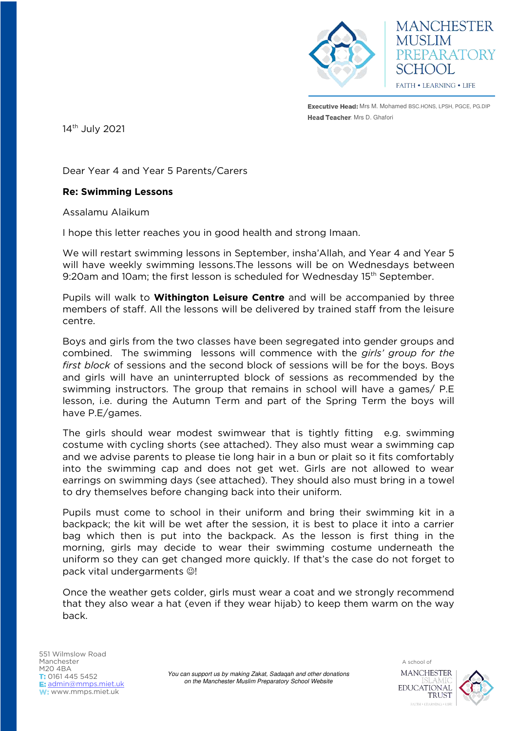MANCHESTER MUSLIM PREPARATORY SCHOOL

FAITH • LEARNING • LIFE

**Executive Head:** Mrs M. Mohamed BSC.HONS, LPSH, PGCE, PG.DIP
**Head Teacher**: Mrs D. Ghafori

14th July 2021

Dear Year 4 and Year 5 Parents/Carers

**Re: Swimming Lessons**

Assalamu Alaikum

I hope this letter reaches you in good health and strong Imaan.

We will restart swimming lessons in September, insha'Allah, and Year 4 and Year 5 will have weekly swimming lessons.The lessons will be on Wednesdays between 9:20am and 10am; the first lesson is scheduled for Wednesday 15th September.

Pupils will walk to **Withington Leisure Centre** and will be accompanied by three members of staff. All the lessons will be delivered by trained staff from the leisure centre.

Boys and girls from the two classes have been segregated into gender groups and combined. The swimming lessons will commence with the *girls' group for the first block* of sessions and the second block of sessions will be for the boys. Boys and girls will have an uninterrupted block of sessions as recommended by the swimming instructors. The group that remains in school will have a games/ P.E lesson, i.e. during the Autumn Term and part of the Spring Term the boys will have P.E/games.

The girls should wear modest swimwear that is tightly fitting e.g. swimming costume with cycling shorts (see attached). They also must wear a swimming cap and we advise parents to please tie long hair in a bun or plait so it fits comfortably into the swimming cap and does not get wet. Girls are not allowed to wear earrings on swimming days (see attached). They should also must bring in a towel to dry themselves before changing back into their uniform.

Pupils must come to school in their uniform and bring their swimming kit in a backpack; the kit will be wet after the session, it is best to place it into a carrier bag which then is put into the backpack. As the lesson is first thing in the morning, girls may decide to wear their swimming costume underneath the uniform so they can get changed more quickly. If that's the case do not forget to pack vital undergarments ☺!

Once the weather gets colder, girls must wear a coat and we strongly recommend that they also wear a hat (even if they wear hijab) to keep them warm on the way back.

551 Wilmslow Road
Manchester
M20 4BA
**T:** 0161 445 5452
**E:** admin@mmps.miet.uk
**W:** www.mmps.miet.uk

*You can support us by making Zakat, Sadaqah and other donations on the Manchester Muslim Preparatory School Website*

A school of MANCHESTER ISLAMIC EDUCATIONAL TRUST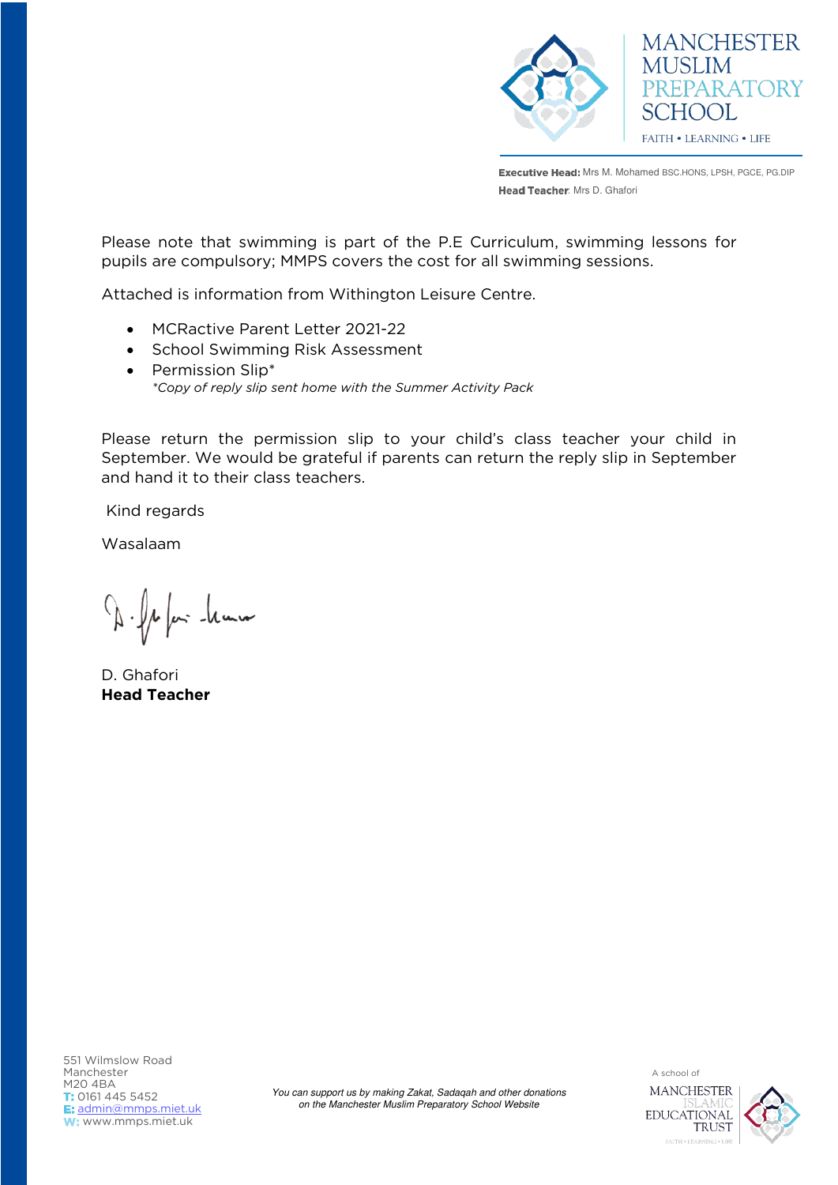Please note that swimming is part of the P.E Curriculum, swimming lessons for pupils are compulsory; MMPS covers the cost for all swimming sessions.

Attached is information from Withington Leisure Centre.

- MCRactive Parent Letter 2021-22
- School Swimming Risk Assessment
- Permission Slip*
  *\*Copy of reply slip sent home with the Summer Activity Pack*

Please return the permission slip to your child's class teacher your child in September. We would be grateful if parents can return the reply slip in September and hand it to their class teachers.

Kind regards

Wasalaam

D. Ghafori
**Head Teacher**